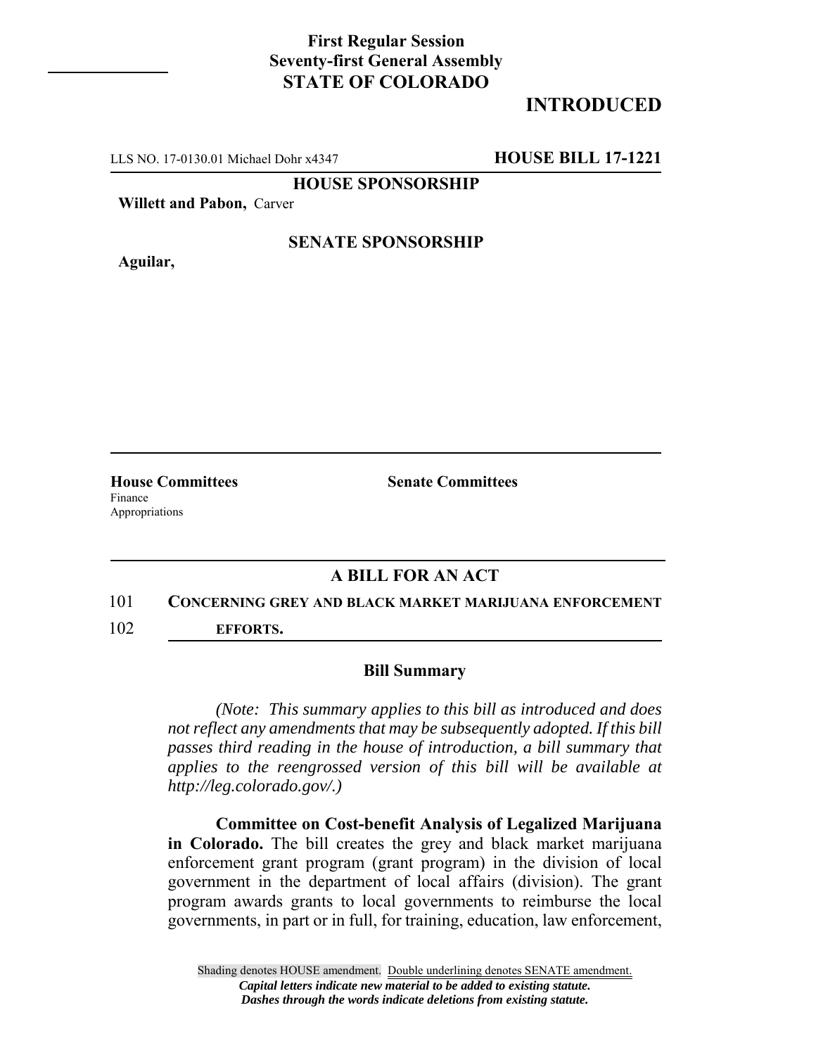**First Regular Session**
**Seventy-first General Assembly**
**STATE OF COLORADO**

# INTRODUCED

LLS NO. 17-0130.01 Michael Dohr x4347 **HOUSE BILL 17-1221**

**HOUSE SPONSORSHIP**

**Willett and Pabon,** Carver

**SENATE SPONSORSHIP**

**Aguilar,**

**House Committees**
Finance
Appropriations

**Senate Committees**

## A BILL FOR AN ACT

101 **CONCERNING GREY AND BLACK MARKET MARIJUANA ENFORCEMENT**
102 **EFFORTS.**

### Bill Summary

*(Note: This summary applies to this bill as introduced and does not reflect any amendments that may be subsequently adopted. If this bill passes third reading in the house of introduction, a bill summary that applies to the reengrossed version of this bill will be available at http://leg.colorado.gov/.)*

**Committee on Cost-benefit Analysis of Legalized Marijuana in Colorado.** The bill creates the grey and black market marijuana enforcement grant program (grant program) in the division of local government in the department of local affairs (division). The grant program awards grants to local governments to reimburse the local governments, in part or in full, for training, education, law enforcement,

Shading denotes HOUSE amendment. Double underlining denotes SENATE amendment.
*Capital letters indicate new material to be added to existing statute.*
*Dashes through the words indicate deletions from existing statute.*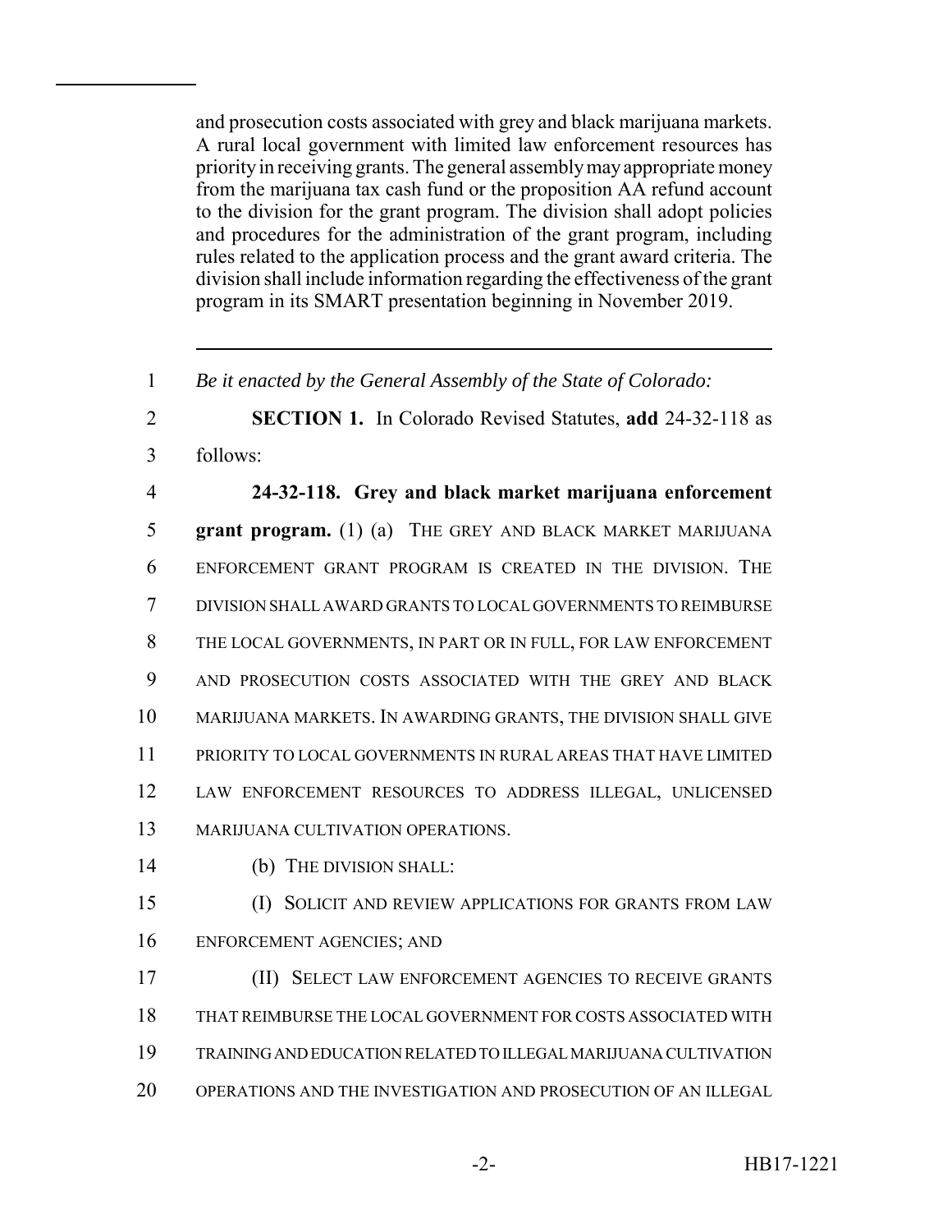and prosecution costs associated with grey and black marijuana markets. A rural local government with limited law enforcement resources has priority in receiving grants. The general assembly may appropriate money from the marijuana tax cash fund or the proposition AA refund account to the division for the grant program. The division shall adopt policies and procedures for the administration of the grant program, including rules related to the application process and the grant award criteria. The division shall include information regarding the effectiveness of the grant program in its SMART presentation beginning in November 2019.

---

1 *Be it enacted by the General Assembly of the State of Colorado:*

2 **SECTION 1.** In Colorado Revised Statutes, **add** 24-32-118 as
3 follows:

4 **24-32-118. Grey and black market marijuana enforcement**
5 **grant program.** (1) (a) THE GREY AND BLACK MARKET MARIJUANA
6 ENFORCEMENT GRANT PROGRAM IS CREATED IN THE DIVISION. THE
7 DIVISION SHALL AWARD GRANTS TO LOCAL GOVERNMENTS TO REIMBURSE
8 THE LOCAL GOVERNMENTS, IN PART OR IN FULL, FOR LAW ENFORCEMENT
9 AND PROSECUTION COSTS ASSOCIATED WITH THE GREY AND BLACK
10 MARIJUANA MARKETS. IN AWARDING GRANTS, THE DIVISION SHALL GIVE
11 PRIORITY TO LOCAL GOVERNMENTS IN RURAL AREAS THAT HAVE LIMITED
12 LAW ENFORCEMENT RESOURCES TO ADDRESS ILLEGAL, UNLICENSED
13 MARIJUANA CULTIVATION OPERATIONS.

14 (b) THE DIVISION SHALL:

15 (I) SOLICIT AND REVIEW APPLICATIONS FOR GRANTS FROM LAW
16 ENFORCEMENT AGENCIES; AND

17 (II) SELECT LAW ENFORCEMENT AGENCIES TO RECEIVE GRANTS
18 THAT REIMBURSE THE LOCAL GOVERNMENT FOR COSTS ASSOCIATED WITH
19 TRAINING AND EDUCATION RELATED TO ILLEGAL MARIJUANA CULTIVATION
20 OPERATIONS AND THE INVESTIGATION AND PROSECUTION OF AN ILLEGAL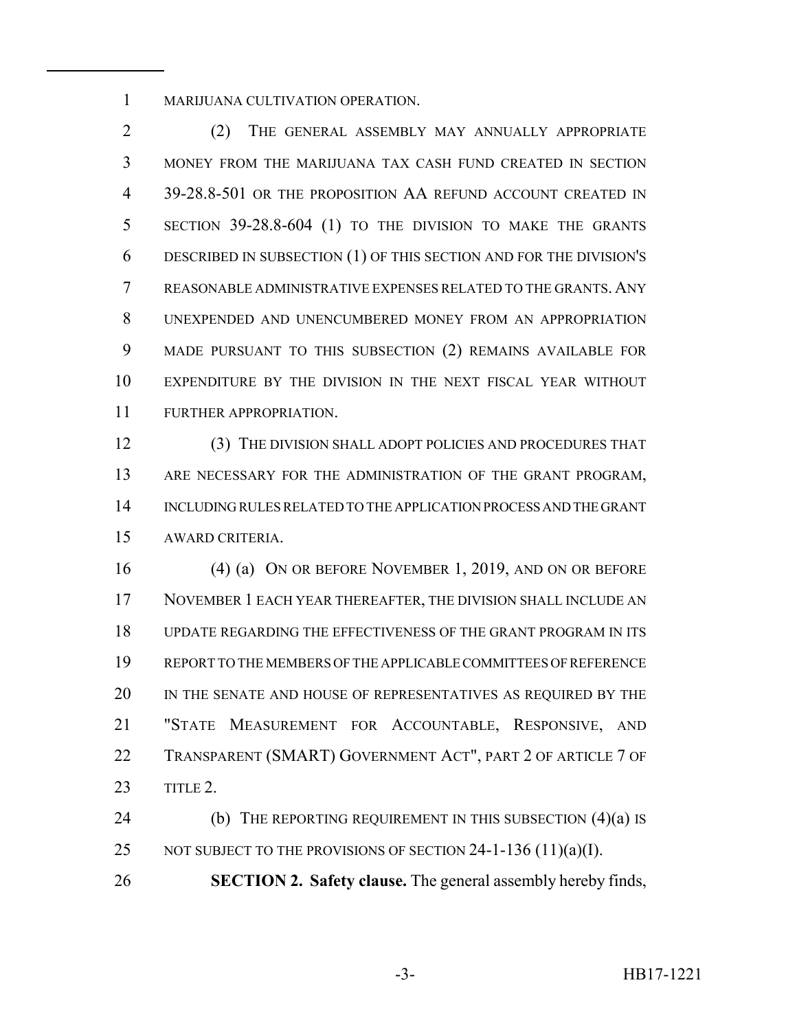MARIJUANA CULTIVATION OPERATION.

(2) THE GENERAL ASSEMBLY MAY ANNUALLY APPROPRIATE MONEY FROM THE MARIJUANA TAX CASH FUND CREATED IN SECTION 39-28.8-501 OR THE PROPOSITION AA REFUND ACCOUNT CREATED IN SECTION 39-28.8-604 (1) TO THE DIVISION TO MAKE THE GRANTS DESCRIBED IN SUBSECTION (1) OF THIS SECTION AND FOR THE DIVISION'S REASONABLE ADMINISTRATIVE EXPENSES RELATED TO THE GRANTS. ANY UNEXPENDED AND UNENCUMBERED MONEY FROM AN APPROPRIATION MADE PURSUANT TO THIS SUBSECTION (2) REMAINS AVAILABLE FOR EXPENDITURE BY THE DIVISION IN THE NEXT FISCAL YEAR WITHOUT FURTHER APPROPRIATION.

(3) THE DIVISION SHALL ADOPT POLICIES AND PROCEDURES THAT ARE NECESSARY FOR THE ADMINISTRATION OF THE GRANT PROGRAM, INCLUDING RULES RELATED TO THE APPLICATION PROCESS AND THE GRANT AWARD CRITERIA.

(4) (a) ON OR BEFORE NOVEMBER 1, 2019, AND ON OR BEFORE NOVEMBER 1 EACH YEAR THEREAFTER, THE DIVISION SHALL INCLUDE AN UPDATE REGARDING THE EFFECTIVENESS OF THE GRANT PROGRAM IN ITS REPORT TO THE MEMBERS OF THE APPLICABLE COMMITTEES OF REFERENCE IN THE SENATE AND HOUSE OF REPRESENTATIVES AS REQUIRED BY THE "STATE MEASUREMENT FOR ACCOUNTABLE, RESPONSIVE, AND TRANSPARENT (SMART) GOVERNMENT ACT", PART 2 OF ARTICLE 7 OF TITLE 2.

(b) THE REPORTING REQUIREMENT IN THIS SUBSECTION (4)(a) IS NOT SUBJECT TO THE PROVISIONS OF SECTION 24-1-136 (11)(a)(I).

**SECTION 2. Safety clause.** The general assembly hereby finds,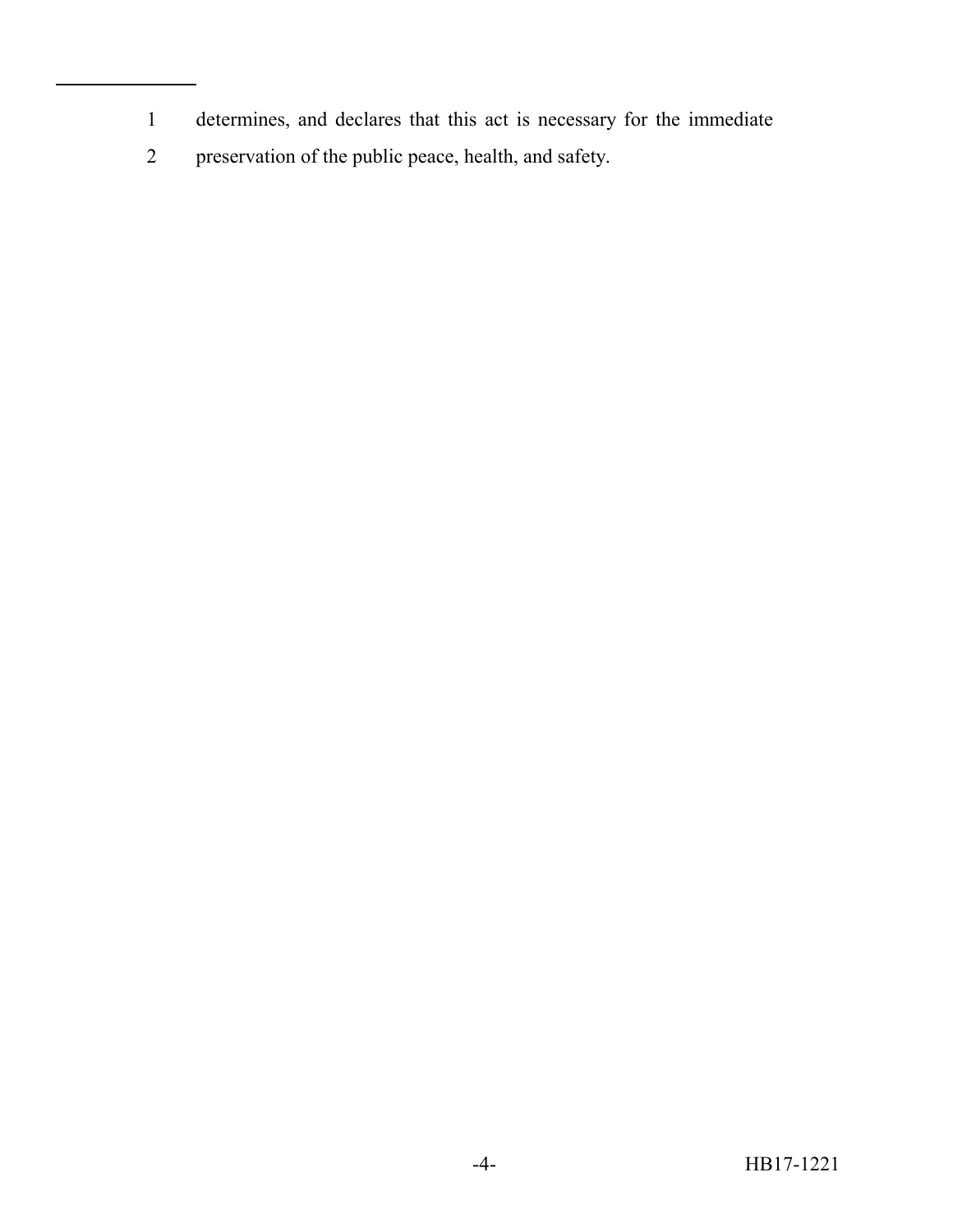determines, and declares that this act is necessary for the immediate preservation of the public peace, health, and safety.